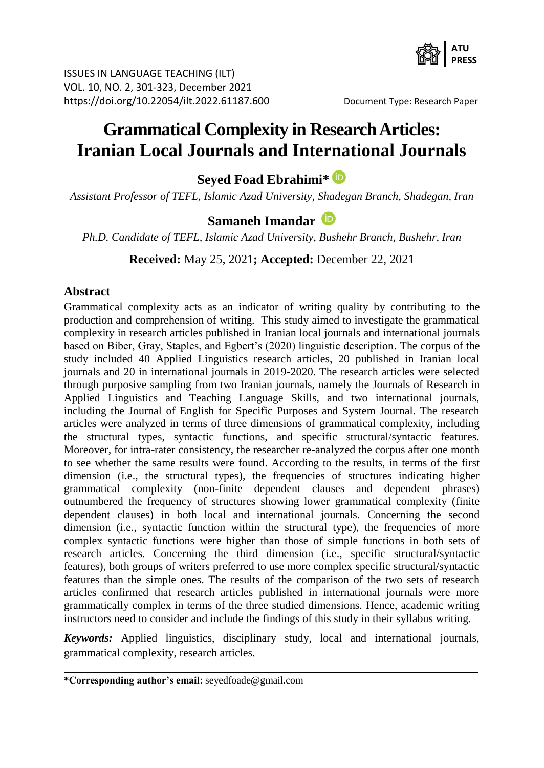ISSUES IN LANGUAGE TEACHING (ILT)
VOL. 10, NO. 2, 301-323, December 2021
https://doi.org/10.22054/ilt.2022.61187.600

Document Type: Research Paper

# Grammatical Complexity in Research Articles: Iranian Local Journals and International Journals

**Seyed Foad Ebrahimi***

*Assistant Professor of TEFL, Islamic Azad University, Shadegan Branch, Shadegan, Iran*

**Samaneh Imandar**

*Ph.D. Candidate of TEFL, Islamic Azad University, Bushehr Branch, Bushehr, Iran*

**Received:** May 25, 2021**; Accepted:** December 22, 2021

## Abstract

Grammatical complexity acts as an indicator of writing quality by contributing to the production and comprehension of writing. This study aimed to investigate the grammatical complexity in research articles published in Iranian local journals and international journals based on Biber, Gray, Staples, and Egbert's (2020) linguistic description. The corpus of the study included 40 Applied Linguistics research articles, 20 published in Iranian local journals and 20 in international journals in 2019-2020. The research articles were selected through purposive sampling from two Iranian journals, namely the Journals of Research in Applied Linguistics and Teaching Language Skills, and two international journals, including the Journal of English for Specific Purposes and System Journal. The research articles were analyzed in terms of three dimensions of grammatical complexity, including the structural types, syntactic functions, and specific structural/syntactic features. Moreover, for intra-rater consistency, the researcher re-analyzed the corpus after one month to see whether the same results were found. According to the results, in terms of the first dimension (i.e., the structural types), the frequencies of structures indicating higher grammatical complexity (non-finite dependent clauses and dependent phrases) outnumbered the frequency of structures showing lower grammatical complexity (finite dependent clauses) in both local and international journals. Concerning the second dimension (i.e., syntactic function within the structural type), the frequencies of more complex syntactic functions were higher than those of simple functions in both sets of research articles. Concerning the third dimension (i.e., specific structural/syntactic features), both groups of writers preferred to use more complex specific structural/syntactic features than the simple ones. The results of the comparison of the two sets of research articles confirmed that research articles published in international journals were more grammatically complex in terms of the three studied dimensions. Hence, academic writing instructors need to consider and include the findings of this study in their syllabus writing.

***Keywords:*** Applied linguistics, disciplinary study, local and international journals, grammatical complexity, research articles.

---

**\*Corresponding author's email**: seyedfoade@gmail.com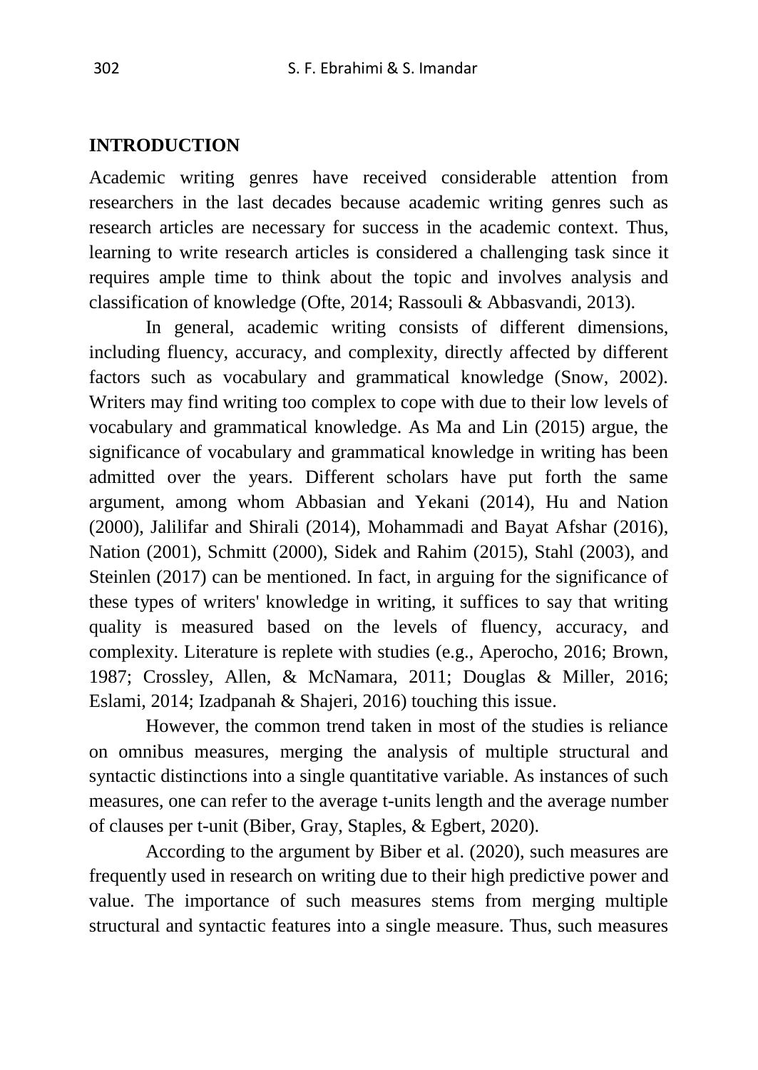## INTRODUCTION

Academic writing genres have received considerable attention from researchers in the last decades because academic writing genres such as research articles are necessary for success in the academic context. Thus, learning to write research articles is considered a challenging task since it requires ample time to think about the topic and involves analysis and classification of knowledge (Ofte, 2014; Rassouli & Abbasvandi, 2013).

In general, academic writing consists of different dimensions, including fluency, accuracy, and complexity, directly affected by different factors such as vocabulary and grammatical knowledge (Snow, 2002). Writers may find writing too complex to cope with due to their low levels of vocabulary and grammatical knowledge. As Ma and Lin (2015) argue, the significance of vocabulary and grammatical knowledge in writing has been admitted over the years. Different scholars have put forth the same argument, among whom Abbasian and Yekani (2014), Hu and Nation (2000), Jalilifar and Shirali (2014), Mohammadi and Bayat Afshar (2016), Nation (2001), Schmitt (2000), Sidek and Rahim (2015), Stahl (2003), and Steinlen (2017) can be mentioned. In fact, in arguing for the significance of these types of writers' knowledge in writing, it suffices to say that writing quality is measured based on the levels of fluency, accuracy, and complexity. Literature is replete with studies (e.g., Aperocho, 2016; Brown, 1987; Crossley, Allen, & McNamara, 2011; Douglas & Miller, 2016; Eslami, 2014; Izadpanah & Shajeri, 2016) touching this issue.

However, the common trend taken in most of the studies is reliance on omnibus measures, merging the analysis of multiple structural and syntactic distinctions into a single quantitative variable. As instances of such measures, one can refer to the average t-units length and the average number of clauses per t-unit (Biber, Gray, Staples, & Egbert, 2020).

According to the argument by Biber et al. (2020), such measures are frequently used in research on writing due to their high predictive power and value. The importance of such measures stems from merging multiple structural and syntactic features into a single measure. Thus, such measures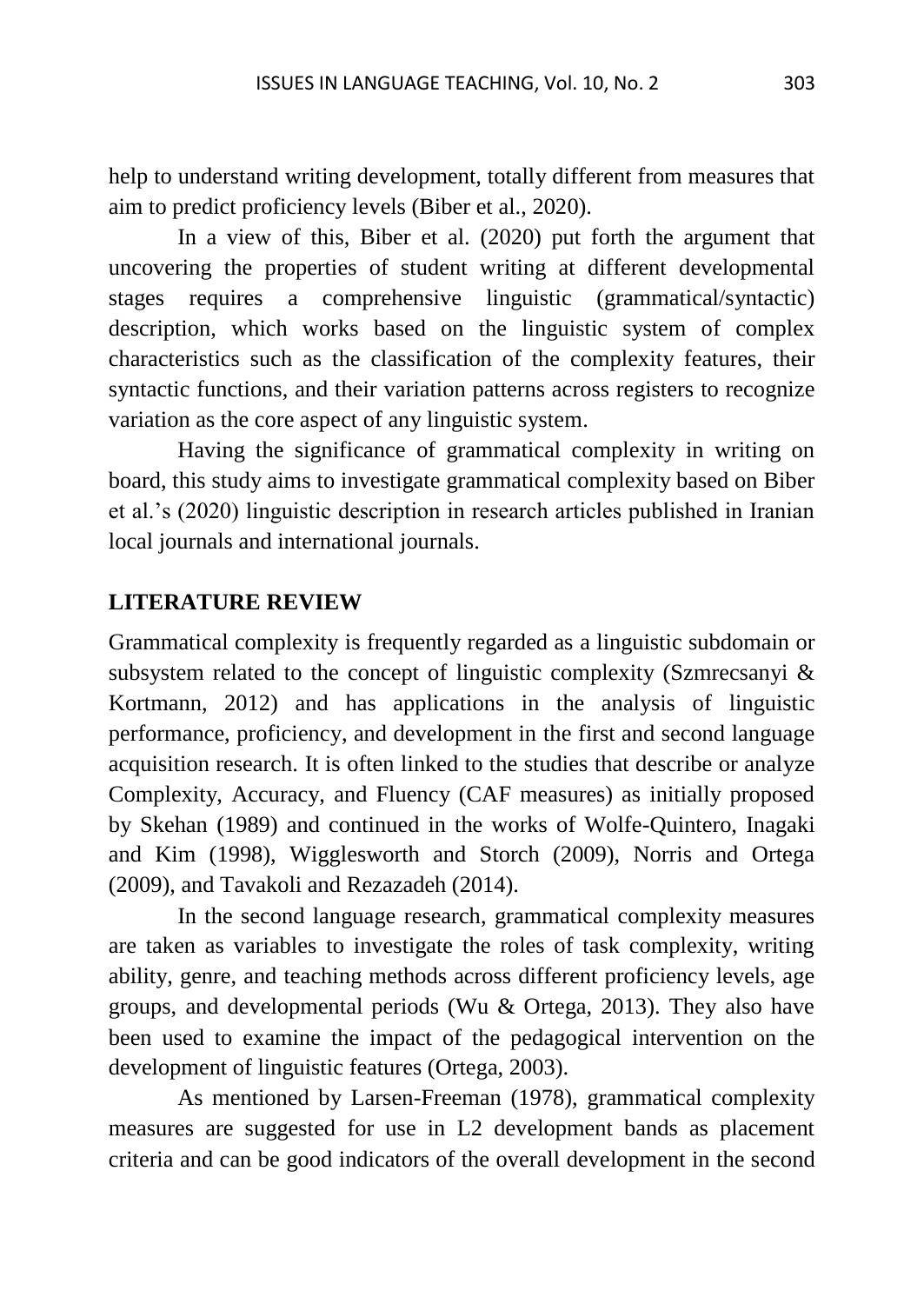help to understand writing development, totally different from measures that aim to predict proficiency levels (Biber et al., 2020).

In a view of this, Biber et al. (2020) put forth the argument that uncovering the properties of student writing at different developmental stages requires a comprehensive linguistic (grammatical/syntactic) description, which works based on the linguistic system of complex characteristics such as the classification of the complexity features, their syntactic functions, and their variation patterns across registers to recognize variation as the core aspect of any linguistic system.

Having the significance of grammatical complexity in writing on board, this study aims to investigate grammatical complexity based on Biber et al.'s (2020) linguistic description in research articles published in Iranian local journals and international journals.

## LITERATURE REVIEW

Grammatical complexity is frequently regarded as a linguistic subdomain or subsystem related to the concept of linguistic complexity (Szmrecsanyi & Kortmann, 2012) and has applications in the analysis of linguistic performance, proficiency, and development in the first and second language acquisition research. It is often linked to the studies that describe or analyze Complexity, Accuracy, and Fluency (CAF measures) as initially proposed by Skehan (1989) and continued in the works of Wolfe-Quintero, Inagaki and Kim (1998), Wigglesworth and Storch (2009), Norris and Ortega (2009), and Tavakoli and Rezazadeh (2014).

In the second language research, grammatical complexity measures are taken as variables to investigate the roles of task complexity, writing ability, genre, and teaching methods across different proficiency levels, age groups, and developmental periods (Wu & Ortega, 2013). They also have been used to examine the impact of the pedagogical intervention on the development of linguistic features (Ortega, 2003).

As mentioned by Larsen-Freeman (1978), grammatical complexity measures are suggested for use in L2 development bands as placement criteria and can be good indicators of the overall development in the second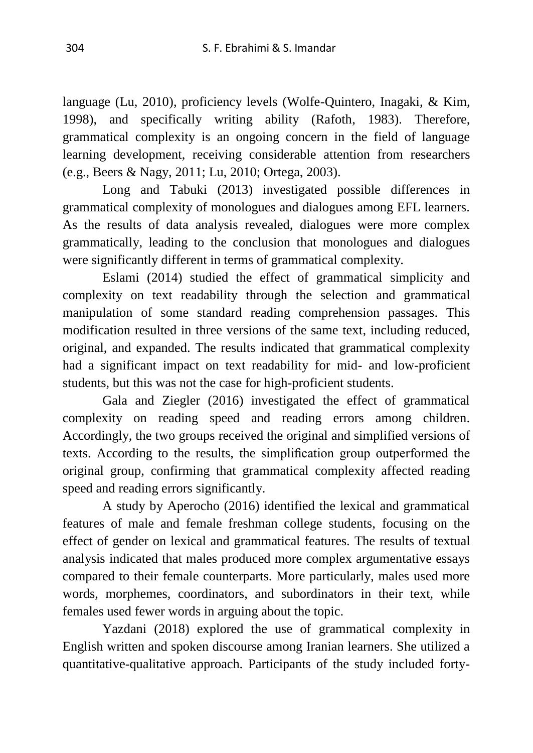language (Lu, 2010), proficiency levels (Wolfe-Quintero, Inagaki, & Kim, 1998), and specifically writing ability (Rafoth, 1983). Therefore, grammatical complexity is an ongoing concern in the field of language learning development, receiving considerable attention from researchers (e.g., Beers & Nagy, 2011; Lu, 2010; Ortega, 2003).

Long and Tabuki (2013) investigated possible differences in grammatical complexity of monologues and dialogues among EFL learners. As the results of data analysis revealed, dialogues were more complex grammatically, leading to the conclusion that monologues and dialogues were significantly different in terms of grammatical complexity.

Eslami (2014) studied the effect of grammatical simplicity and complexity on text readability through the selection and grammatical manipulation of some standard reading comprehension passages. This modification resulted in three versions of the same text, including reduced, original, and expanded. The results indicated that grammatical complexity had a significant impact on text readability for mid- and low-proficient students, but this was not the case for high-proficient students.

Gala and Ziegler (2016) investigated the effect of grammatical complexity on reading speed and reading errors among children. Accordingly, the two groups received the original and simplified versions of texts. According to the results, the simplification group outperformed the original group, confirming that grammatical complexity affected reading speed and reading errors significantly.

A study by Aperocho (2016) identified the lexical and grammatical features of male and female freshman college students, focusing on the effect of gender on lexical and grammatical features. The results of textual analysis indicated that males produced more complex argumentative essays compared to their female counterparts. More particularly, males used more words, morphemes, coordinators, and subordinators in their text, while females used fewer words in arguing about the topic.

Yazdani (2018) explored the use of grammatical complexity in English written and spoken discourse among Iranian learners. She utilized a quantitative-qualitative approach. Participants of the study included forty-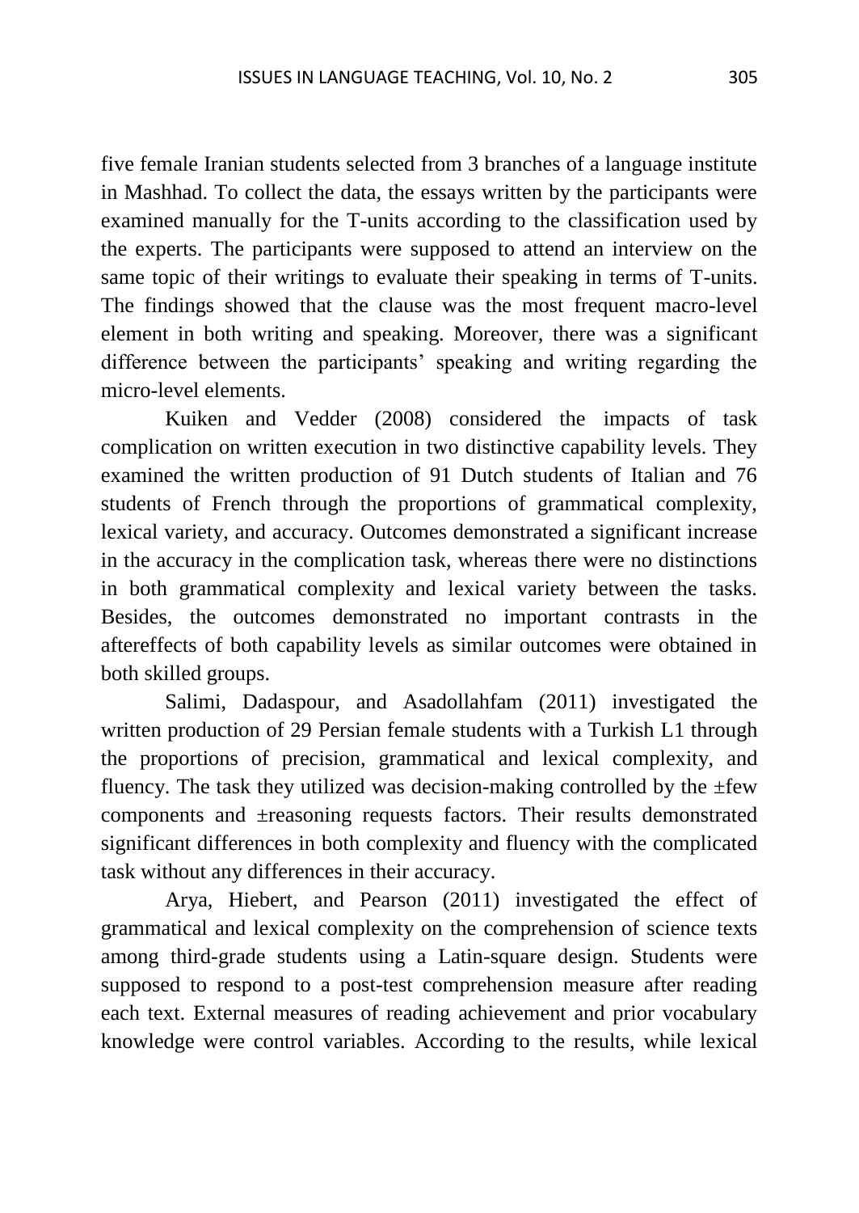five female Iranian students selected from 3 branches of a language institute in Mashhad. To collect the data, the essays written by the participants were examined manually for the T-units according to the classification used by the experts. The participants were supposed to attend an interview on the same topic of their writings to evaluate their speaking in terms of T-units. The findings showed that the clause was the most frequent macro-level element in both writing and speaking. Moreover, there was a significant difference between the participants' speaking and writing regarding the micro-level elements.

Kuiken and Vedder (2008) considered the impacts of task complication on written execution in two distinctive capability levels. They examined the written production of 91 Dutch students of Italian and 76 students of French through the proportions of grammatical complexity, lexical variety, and accuracy. Outcomes demonstrated a significant increase in the accuracy in the complication task, whereas there were no distinctions in both grammatical complexity and lexical variety between the tasks. Besides, the outcomes demonstrated no important contrasts in the aftereffects of both capability levels as similar outcomes were obtained in both skilled groups.

Salimi, Dadaspour, and Asadollahfam (2011) investigated the written production of 29 Persian female students with a Turkish L1 through the proportions of precision, grammatical and lexical complexity, and fluency. The task they utilized was decision-making controlled by the ±few components and ±reasoning requests factors. Their results demonstrated significant differences in both complexity and fluency with the complicated task without any differences in their accuracy.

Arya, Hiebert, and Pearson (2011) investigated the effect of grammatical and lexical complexity on the comprehension of science texts among third-grade students using a Latin-square design. Students were supposed to respond to a post-test comprehension measure after reading each text. External measures of reading achievement and prior vocabulary knowledge were control variables. According to the results, while lexical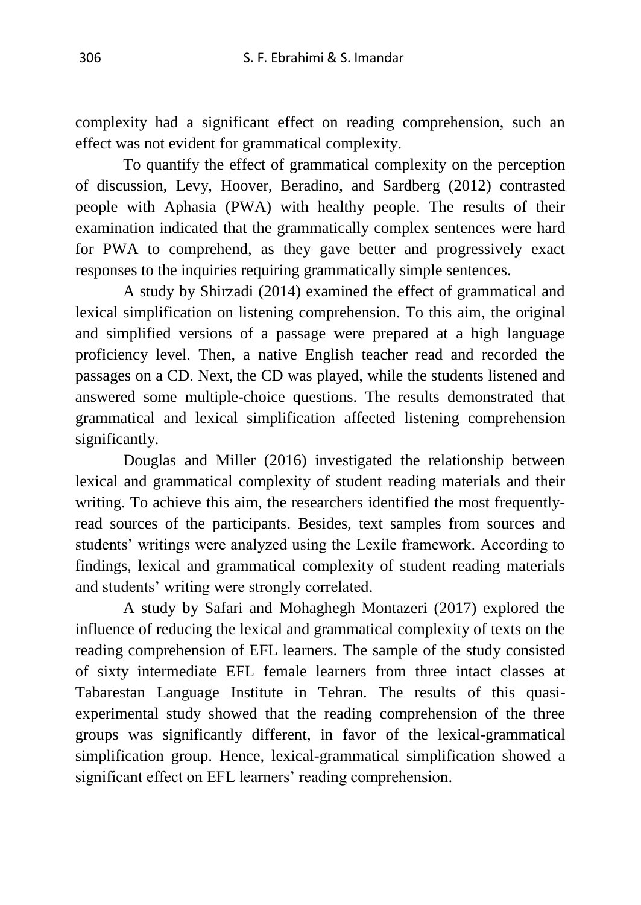complexity had a significant effect on reading comprehension, such an effect was not evident for grammatical complexity.

To quantify the effect of grammatical complexity on the perception of discussion, Levy, Hoover, Beradino, and Sardberg (2012) contrasted people with Aphasia (PWA) with healthy people. The results of their examination indicated that the grammatically complex sentences were hard for PWA to comprehend, as they gave better and progressively exact responses to the inquiries requiring grammatically simple sentences.

A study by Shirzadi (2014) examined the effect of grammatical and lexical simplification on listening comprehension. To this aim, the original and simplified versions of a passage were prepared at a high language proficiency level. Then, a native English teacher read and recorded the passages on a CD. Next, the CD was played, while the students listened and answered some multiple-choice questions. The results demonstrated that grammatical and lexical simplification affected listening comprehension significantly.

Douglas and Miller (2016) investigated the relationship between lexical and grammatical complexity of student reading materials and their writing. To achieve this aim, the researchers identified the most frequently-read sources of the participants. Besides, text samples from sources and students' writings were analyzed using the Lexile framework. According to findings, lexical and grammatical complexity of student reading materials and students' writing were strongly correlated.

A study by Safari and Mohaghegh Montazeri (2017) explored the influence of reducing the lexical and grammatical complexity of texts on the reading comprehension of EFL learners. The sample of the study consisted of sixty intermediate EFL female learners from three intact classes at Tabarestan Language Institute in Tehran. The results of this quasi-experimental study showed that the reading comprehension of the three groups was significantly different, in favor of the lexical-grammatical simplification group. Hence, lexical-grammatical simplification showed a significant effect on EFL learners' reading comprehension.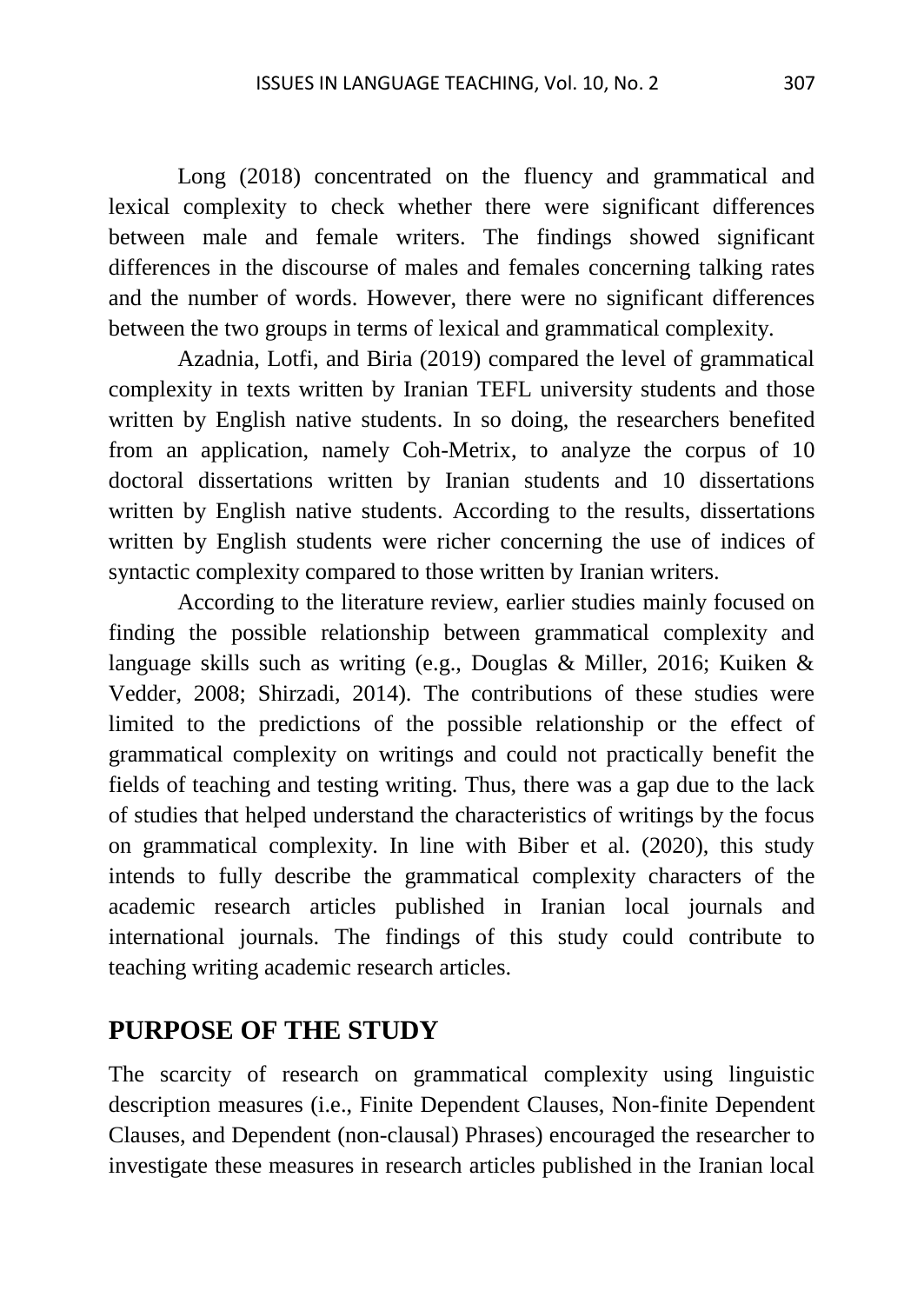Long (2018) concentrated on the fluency and grammatical and lexical complexity to check whether there were significant differences between male and female writers. The findings showed significant differences in the discourse of males and females concerning talking rates and the number of words. However, there were no significant differences between the two groups in terms of lexical and grammatical complexity.

Azadnia, Lotfi, and Biria (2019) compared the level of grammatical complexity in texts written by Iranian TEFL university students and those written by English native students. In so doing, the researchers benefited from an application, namely Coh-Metrix, to analyze the corpus of 10 doctoral dissertations written by Iranian students and 10 dissertations written by English native students. According to the results, dissertations written by English students were richer concerning the use of indices of syntactic complexity compared to those written by Iranian writers.

According to the literature review, earlier studies mainly focused on finding the possible relationship between grammatical complexity and language skills such as writing (e.g., Douglas & Miller, 2016; Kuiken & Vedder, 2008; Shirzadi, 2014). The contributions of these studies were limited to the predictions of the possible relationship or the effect of grammatical complexity on writings and could not practically benefit the fields of teaching and testing writing. Thus, there was a gap due to the lack of studies that helped understand the characteristics of writings by the focus on grammatical complexity. In line with Biber et al. (2020), this study intends to fully describe the grammatical complexity characters of the academic research articles published in Iranian local journals and international journals. The findings of this study could contribute to teaching writing academic research articles.

## PURPOSE OF THE STUDY

The scarcity of research on grammatical complexity using linguistic description measures (i.e., Finite Dependent Clauses, Non-finite Dependent Clauses, and Dependent (non-clausal) Phrases) encouraged the researcher to investigate these measures in research articles published in the Iranian local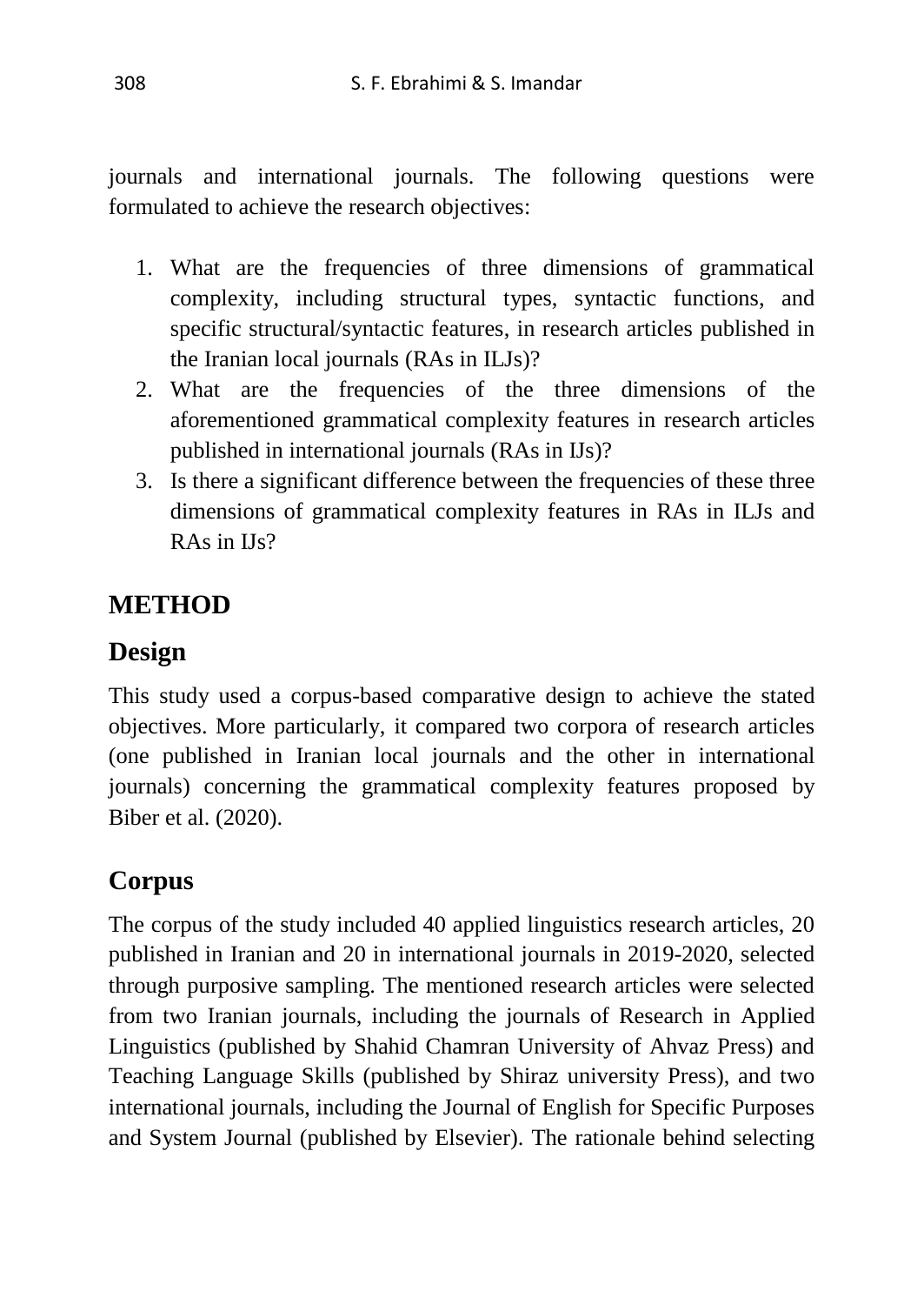journals and international journals. The following questions were formulated to achieve the research objectives:

1. What are the frequencies of three dimensions of grammatical complexity, including structural types, syntactic functions, and specific structural/syntactic features, in research articles published in the Iranian local journals (RAs in ILJs)?
2. What are the frequencies of the three dimensions of the aforementioned grammatical complexity features in research articles published in international journals (RAs in IJs)?
3. Is there a significant difference between the frequencies of these three dimensions of grammatical complexity features in RAs in ILJs and RAs in IJs?

# METHOD

## Design

This study used a corpus-based comparative design to achieve the stated objectives. More particularly, it compared two corpora of research articles (one published in Iranian local journals and the other in international journals) concerning the grammatical complexity features proposed by Biber et al. (2020).

## Corpus

The corpus of the study included 40 applied linguistics research articles, 20 published in Iranian and 20 in international journals in 2019-2020, selected through purposive sampling. The mentioned research articles were selected from two Iranian journals, including the journals of Research in Applied Linguistics (published by Shahid Chamran University of Ahvaz Press) and Teaching Language Skills (published by Shiraz university Press), and two international journals, including the Journal of English for Specific Purposes and System Journal (published by Elsevier). The rationale behind selecting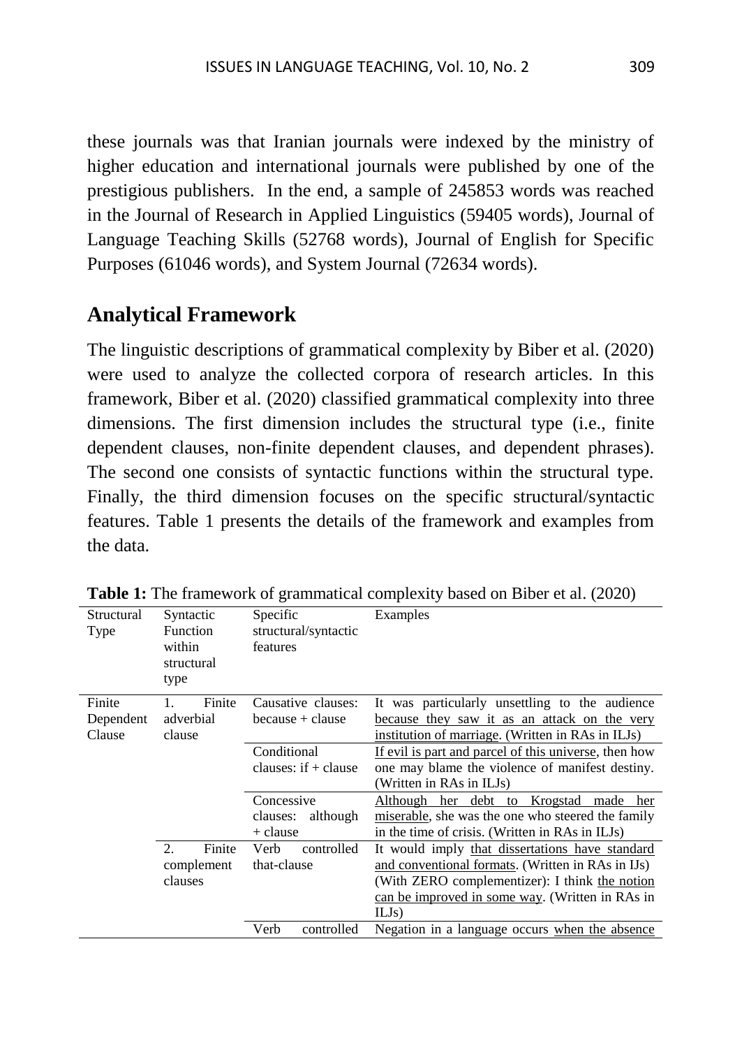these journals was that Iranian journals were indexed by the ministry of higher education and international journals were published by one of the prestigious publishers. In the end, a sample of 245853 words was reached in the Journal of Research in Applied Linguistics (59405 words), Journal of Language Teaching Skills (52768 words), Journal of English for Specific Purposes (61046 words), and System Journal (72634 words).

## Analytical Framework

The linguistic descriptions of grammatical complexity by Biber et al. (2020) were used to analyze the collected corpora of research articles. In this framework, Biber et al. (2020) classified grammatical complexity into three dimensions. The first dimension includes the structural type (i.e., finite dependent clauses, non-finite dependent clauses, and dependent phrases). The second one consists of syntactic functions within the structural type. Finally, the third dimension focuses on the specific structural/syntactic features. Table 1 presents the details of the framework and examples from the data.

**Table 1:** The framework of grammatical complexity based on Biber et al. (2020)

| Structural Type | Syntactic Function within structural type | Specific structural/syntactic features | Examples |
|---|---|---|---|
| Finite Dependent Clause | 1. Finite adverbial clause | Causative clauses: because + clause | It was particularly unsettling to the audience because they saw it as an attack on the very institution of marriage. (Written in RAs in ILJs) |
| | | Conditional clauses: if + clause | If evil is part and parcel of this universe, then how one may blame the violence of manifest destiny. (Written in RAs in ILJs) |
| | | Concessive clauses: although + clause | Although her debt to Krogstad made her miserable, she was the one who steered the family in the time of crisis. (Written in RAs in ILJs) |
| | 2. Finite complement clauses | Verb controlled that-clause | It would imply that dissertations have standard and conventional formats. (Written in RAs in IJs) (With ZERO complementizer): I think the notion can be improved in some way. (Written in RAs in ILJs) |
| | | Verb controlled | Negation in a language occurs when the absence |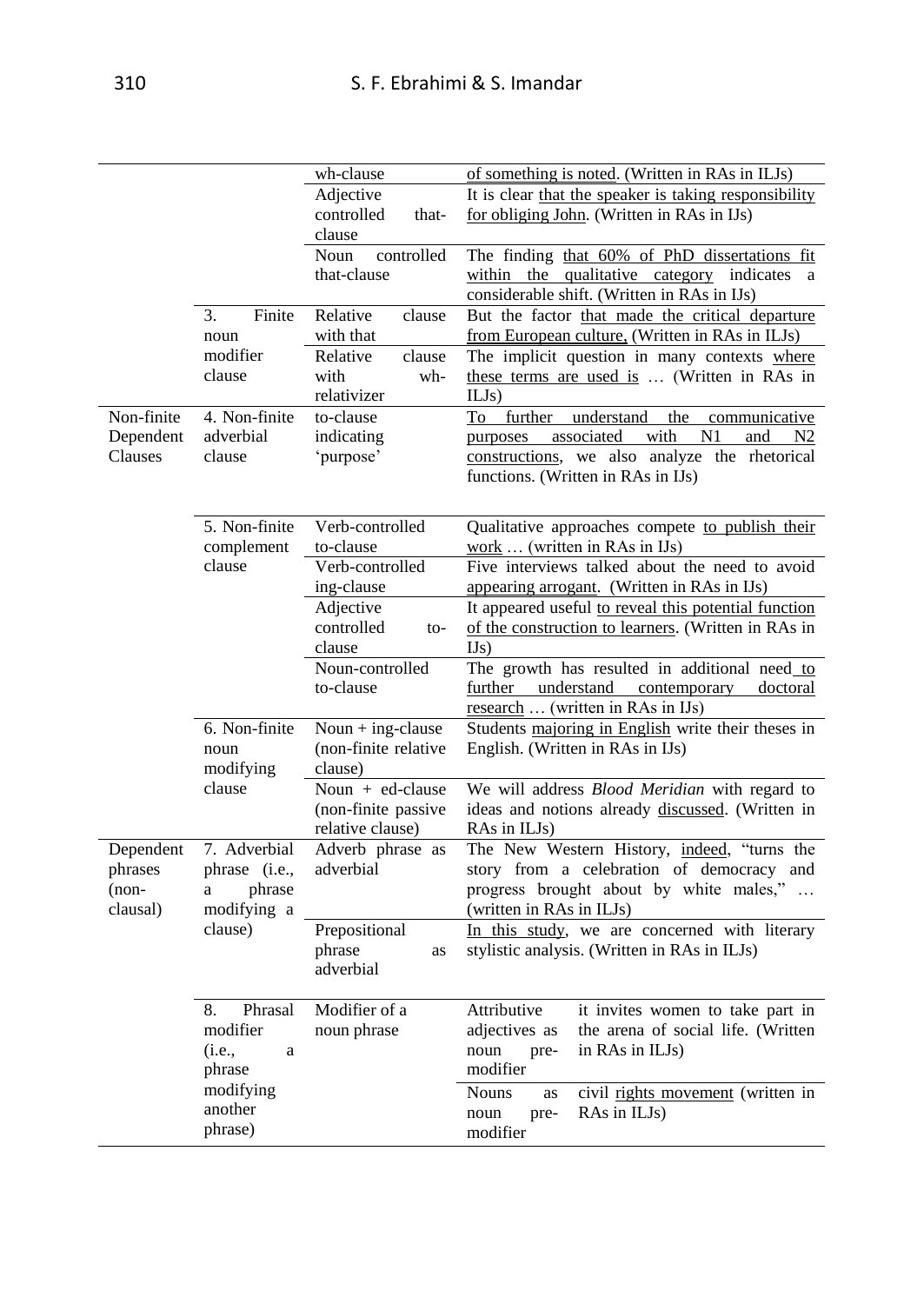| | | | |
|---|---|---|---|
| | | wh-clause | of something is noted. (Written in RAs in ILJs) |
| | | Adjective controlled that-clause | It is clear that the speaker is taking responsibility for obliging John. (Written in RAs in IJs) |
| | | Noun controlled that-clause | The finding that 60% of PhD dissertations fit within the qualitative category indicates a considerable shift. (Written in RAs in IJs) |
| | 3. Finite noun modifier clause | Relative clause with that | But the factor that made the critical departure from European culture, (Written in RAs in ILJs) |
| | | Relative clause with wh-relativizer | The implicit question in many contexts where these terms are used is … (Written in RAs in ILJs) |
| Non-finite Dependent Clauses | 4. Non-finite adverbial clause | to-clause indicating 'purpose' | To further understand the communicative purposes associated with N1 and N2 constructions, we also analyze the rhetorical functions. (Written in RAs in IJs) |
| | 5. Non-finite complement clause | Verb-controlled to-clause | Qualitative approaches compete to publish their work … (written in RAs in IJs) |
| | | Verb-controlled ing-clause | Five interviews talked about the need to avoid appearing arrogant. (Written in RAs in IJs) |
| | | Adjective controlled to-clause | It appeared useful to reveal this potential function of the construction to learners. (Written in RAs in IJs) |
| | | Noun-controlled to-clause | The growth has resulted in additional need to further understand contemporary doctoral research … (written in RAs in IJs) |
| | 6. Non-finite noun modifying clause | Noun + ing-clause (non-finite relative clause) | Students majoring in English write their theses in English. (Written in RAs in IJs) |
| | | Noun + ed-clause (non-finite passive relative clause) | We will address *Blood Meridian* with regard to ideas and notions already discussed. (Written in RAs in ILJs) |
| Dependent phrases (non-clausal) | 7. Adverbial phrase (i.e., a phrase modifying a clause) | Adverb phrase as adverbial | The New Western History, indeed, "turns the story from a celebration of democracy and progress brought about by white males," … (written in RAs in ILJs) |
| | | Prepositional phrase as adverbial | In this study, we are concerned with literary stylistic analysis. (Written in RAs in ILJs) |
| | 8. Phrasal modifier (i.e., a phrase modifying another phrase) | Modifier of a noun phrase | Attributive adjectives as noun pre-modifier: it invites women to take part in the arena of social life. (Written in RAs in ILJs) |
| | | | Nouns as noun pre-modifier: civil rights movement (written in RAs in ILJs) |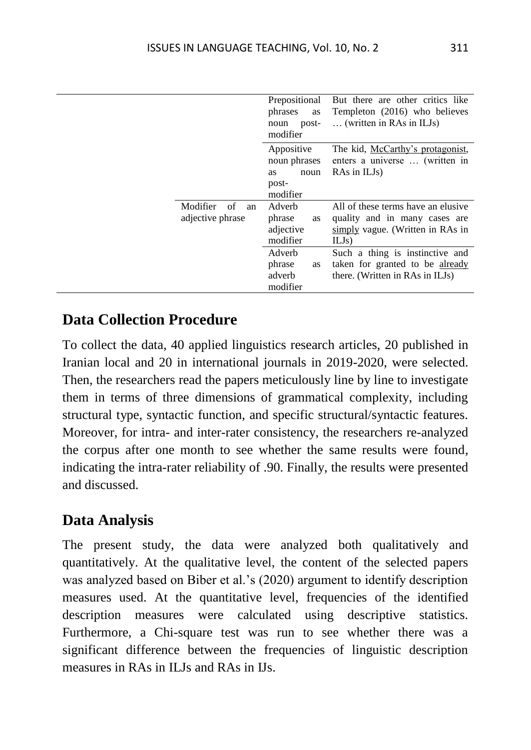| | | |
|---|---|---|
| | Prepositional phrases as noun post-modifier | But there are other critics like Templeton (2016) who believes … (written in RAs in ILJs) |
| | Appositive noun phrases as noun post-modifier | The kid, <u>McCarthy's protagonist</u>, enters a universe … (written in RAs in ILJs) |
| Modifier of an adjective phrase | Adverb phrase as adjective modifier | All of these terms have an elusive quality and in many cases are <u>simply</u> vague. (Written in RAs in ILJs) |
| | Adverb phrase as adverb modifier | Such a thing is instinctive and taken for granted to be <u>already</u> there. (Written in RAs in ILJs) |

## Data Collection Procedure

To collect the data, 40 applied linguistics research articles, 20 published in Iranian local and 20 in international journals in 2019-2020, were selected. Then, the researchers read the papers meticulously line by line to investigate them in terms of three dimensions of grammatical complexity, including structural type, syntactic function, and specific structural/syntactic features. Moreover, for intra- and inter-rater consistency, the researchers re-analyzed the corpus after one month to see whether the same results were found, indicating the intra-rater reliability of .90. Finally, the results were presented and discussed.

## Data Analysis

The present study, the data were analyzed both qualitatively and quantitatively. At the qualitative level, the content of the selected papers was analyzed based on Biber et al.'s (2020) argument to identify description measures used. At the quantitative level, frequencies of the identified description measures were calculated using descriptive statistics. Furthermore, a Chi-square test was run to see whether there was a significant difference between the frequencies of linguistic description measures in RAs in ILJs and RAs in IJs.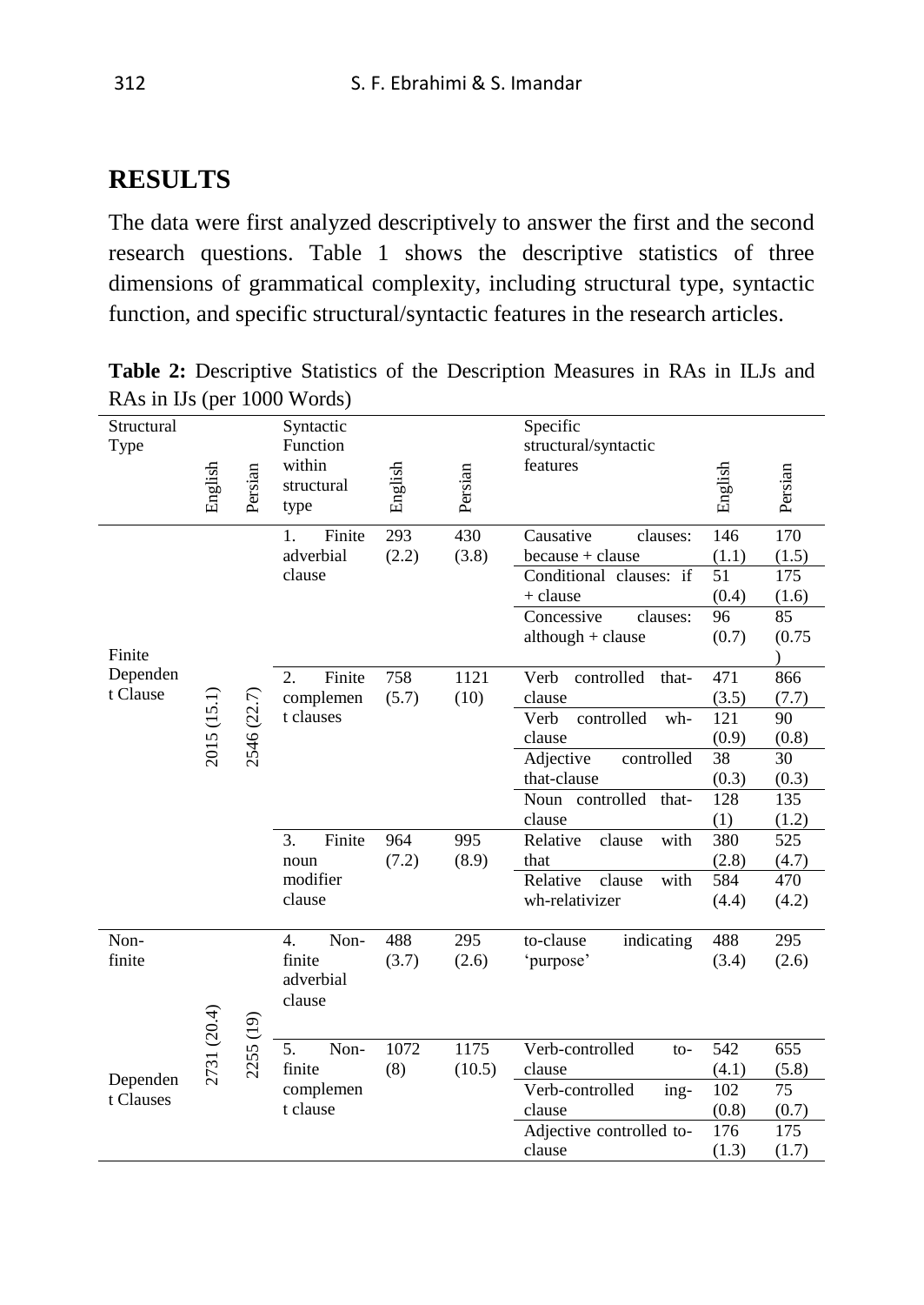## RESULTS

The data were first analyzed descriptively to answer the first and the second research questions. Table 1 shows the descriptive statistics of three dimensions of grammatical complexity, including structural type, syntactic function, and specific structural/syntactic features in the research articles.

**Table 2:** Descriptive Statistics of the Description Measures in RAs in ILJs and RAs in IJs (per 1000 Words)

| Structural Type | English | Persian | Syntactic Function within structural type | English | Persian | Specific structural/syntactic features | English | Persian |
|---|---|---|---|---|---|---|---|---|
| Finite Dependent Clause | 2015 (15.1) | 2546 (22.7) | 1. Finite adverbial clause | 293 (2.2) | 430 (3.8) | Causative clauses: because + clause | 146 (1.1) | 170 (1.5) |
| | | | | | | Conditional clauses: if + clause | 51 (0.4) | 175 (1.6) |
| | | | | | | Concessive clauses: although + clause | 96 (0.7) | 85 (0.75) |
| | | | 2. Finite complement clauses | 758 (5.7) | 1121 (10) | Verb controlled that-clause | 471 (3.5) | 866 (7.7) |
| | | | | | | Verb controlled wh-clause | 121 (0.9) | 90 (0.8) |
| | | | | | | Adjective controlled that-clause | 38 (0.3) | 30 (0.3) |
| | | | | | | Noun controlled that-clause | 128 (1) | 135 (1.2) |
| | | | 3. Finite noun modifier clause | 964 (7.2) | 995 (8.9) | Relative clause with that | 380 (2.8) | 525 (4.7) |
| | | | | | | Relative clause with wh-relativizer | 584 (4.4) | 470 (4.2) |
| Non-finite Dependent Clauses | 2731 (20.4) | 2255 (19) | 4. Non-finite adverbial clause | 488 (3.7) | 295 (2.6) | to-clause indicating 'purpose' | 488 (3.4) | 295 (2.6) |
| | | | 5. Non-finite complement clause | 1072 (8) | 1175 (10.5) | Verb-controlled to-clause | 542 (4.1) | 655 (5.8) |
| | | | | | | Verb-controlled ing-clause | 102 (0.8) | 75 (0.7) |
| | | | | | | Adjective controlled to-clause | 176 (1.3) | 175 (1.7) |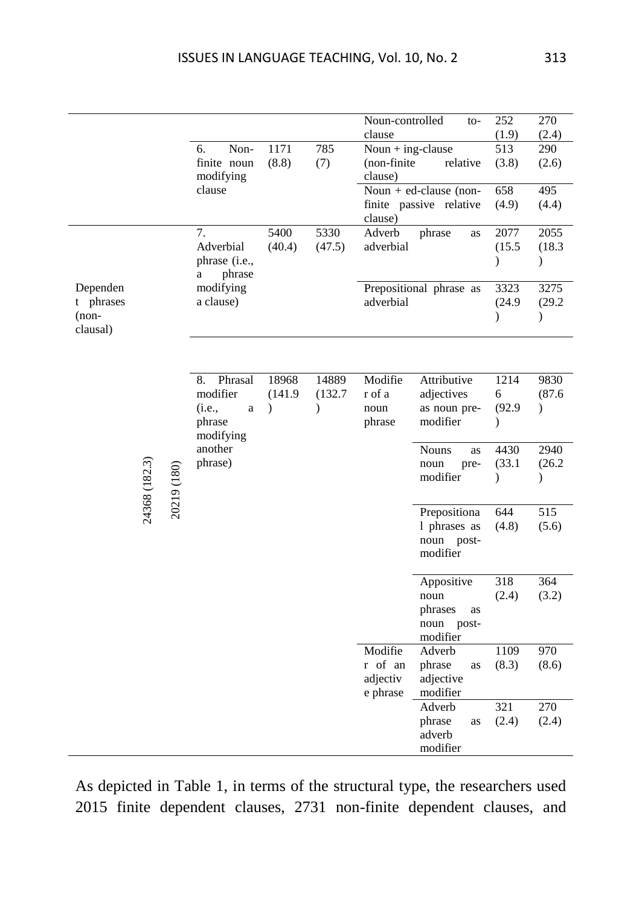| | | | | | | | | |
|---|---|---|---|---|---|---|---|---|
| | | | | | Noun-controlled to-clause | | 252 (1.9) | 270 (2.4) |
| | | 6. Non-finite noun modifying clause | 1171 (8.8) | 785 (7) | Noun + ing-clause (non-finite relative clause) | | 513 (3.8) | 290 (2.6) |
| | | | | | Noun + ed-clause (non-finite passive relative clause) | | 658 (4.9) | 495 (4.4) |
| Dependent phrases (non-clausal) | 24368 (182.3) | 20219 (180) | 7. Adverbial phrase (i.e., a phrase modifying a clause) | 5400 (40.4) | 5330 (47.5) | Adverb phrase as adverbial | | 2077 (15.5) | 2055 (18.3) |
| | | | | | Prepositional phrase as adverbial | | 3323 (24.9) | 3275 (29.2) |
| | | | 8. Phrasal modifier (i.e., a phrase modifying another phrase) | 18968 (141.9) | 14889 (132.7) | Modifier of a noun phrase | Attributive adjectives as noun pre-modifier | 12146 (92.9) | 9830 (87.6) |
| | | | | | | | Nouns as noun pre-modifier | 4430 (33.1) | 2940 (26.2) |
| | | | | | | | Prepositional phrases as noun post-modifier | 644 (4.8) | 515 (5.6) |
| | | | | | | | Appositive noun phrases as noun post-modifier | 318 (2.4) | 364 (3.2) |
| | | | | | | Modifier of an adjective phrase | Adverb phrase as adjective modifier | 1109 (8.3) | 970 (8.6) |
| | | | | | | | Adverb phrase as adverb modifier | 321 (2.4) | 270 (2.4) |

As depicted in Table 1, in terms of the structural type, the researchers used 2015 finite dependent clauses, 2731 non-finite dependent clauses, and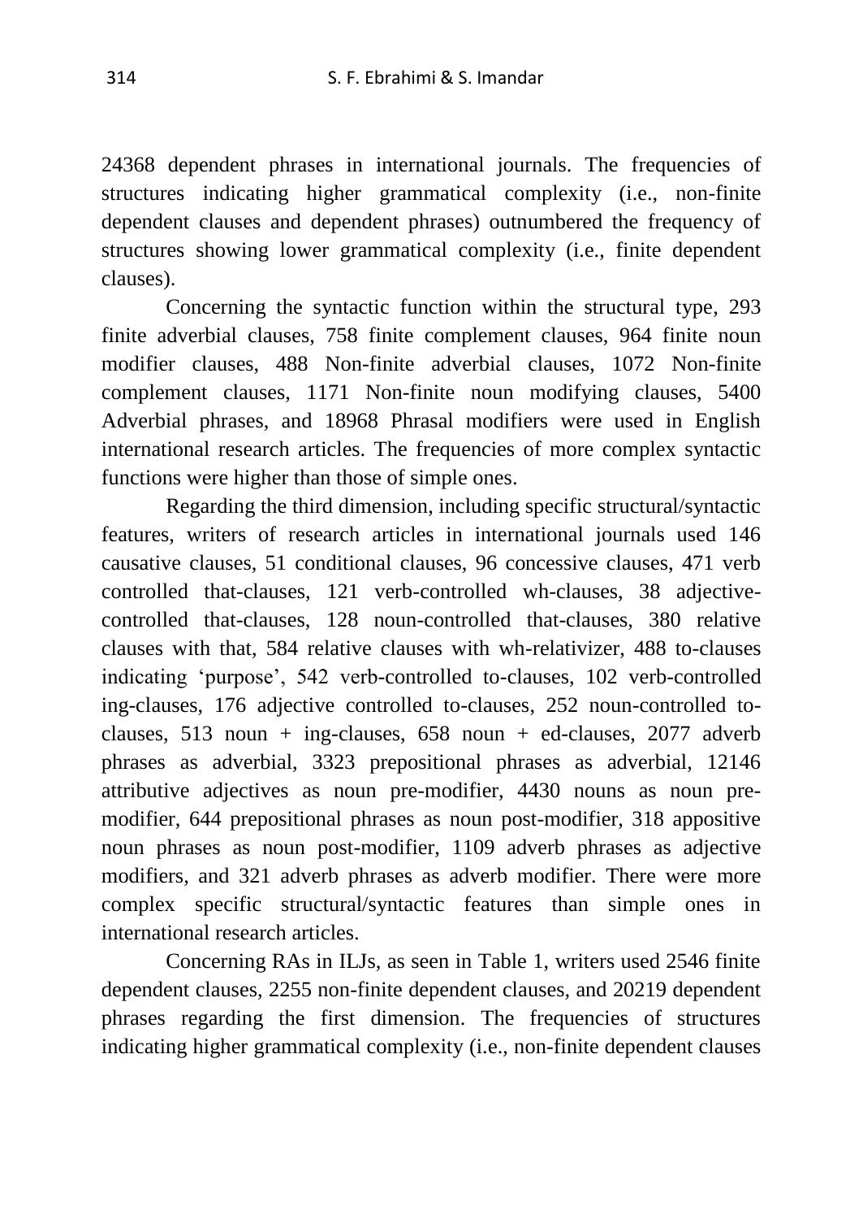24368 dependent phrases in international journals. The frequencies of structures indicating higher grammatical complexity (i.e., non-finite dependent clauses and dependent phrases) outnumbered the frequency of structures showing lower grammatical complexity (i.e., finite dependent clauses).

Concerning the syntactic function within the structural type, 293 finite adverbial clauses, 758 finite complement clauses, 964 finite noun modifier clauses, 488 Non-finite adverbial clauses, 1072 Non-finite complement clauses, 1171 Non-finite noun modifying clauses, 5400 Adverbial phrases, and 18968 Phrasal modifiers were used in English international research articles. The frequencies of more complex syntactic functions were higher than those of simple ones.

Regarding the third dimension, including specific structural/syntactic features, writers of research articles in international journals used 146 causative clauses, 51 conditional clauses, 96 concessive clauses, 471 verb controlled that-clauses, 121 verb-controlled wh-clauses, 38 adjective-controlled that-clauses, 128 noun-controlled that-clauses, 380 relative clauses with that, 584 relative clauses with wh-relativizer, 488 to-clauses indicating 'purpose', 542 verb-controlled to-clauses, 102 verb-controlled ing-clauses, 176 adjective controlled to-clauses, 252 noun-controlled to-clauses, 513 noun + ing-clauses, 658 noun + ed-clauses, 2077 adverb phrases as adverbial, 3323 prepositional phrases as adverbial, 12146 attributive adjectives as noun pre-modifier, 4430 nouns as noun pre-modifier, 644 prepositional phrases as noun post-modifier, 318 appositive noun phrases as noun post-modifier, 1109 adverb phrases as adjective modifiers, and 321 adverb phrases as adverb modifier. There were more complex specific structural/syntactic features than simple ones in international research articles.

Concerning RAs in ILJs, as seen in Table 1, writers used 2546 finite dependent clauses, 2255 non-finite dependent clauses, and 20219 dependent phrases regarding the first dimension. The frequencies of structures indicating higher grammatical complexity (i.e., non-finite dependent clauses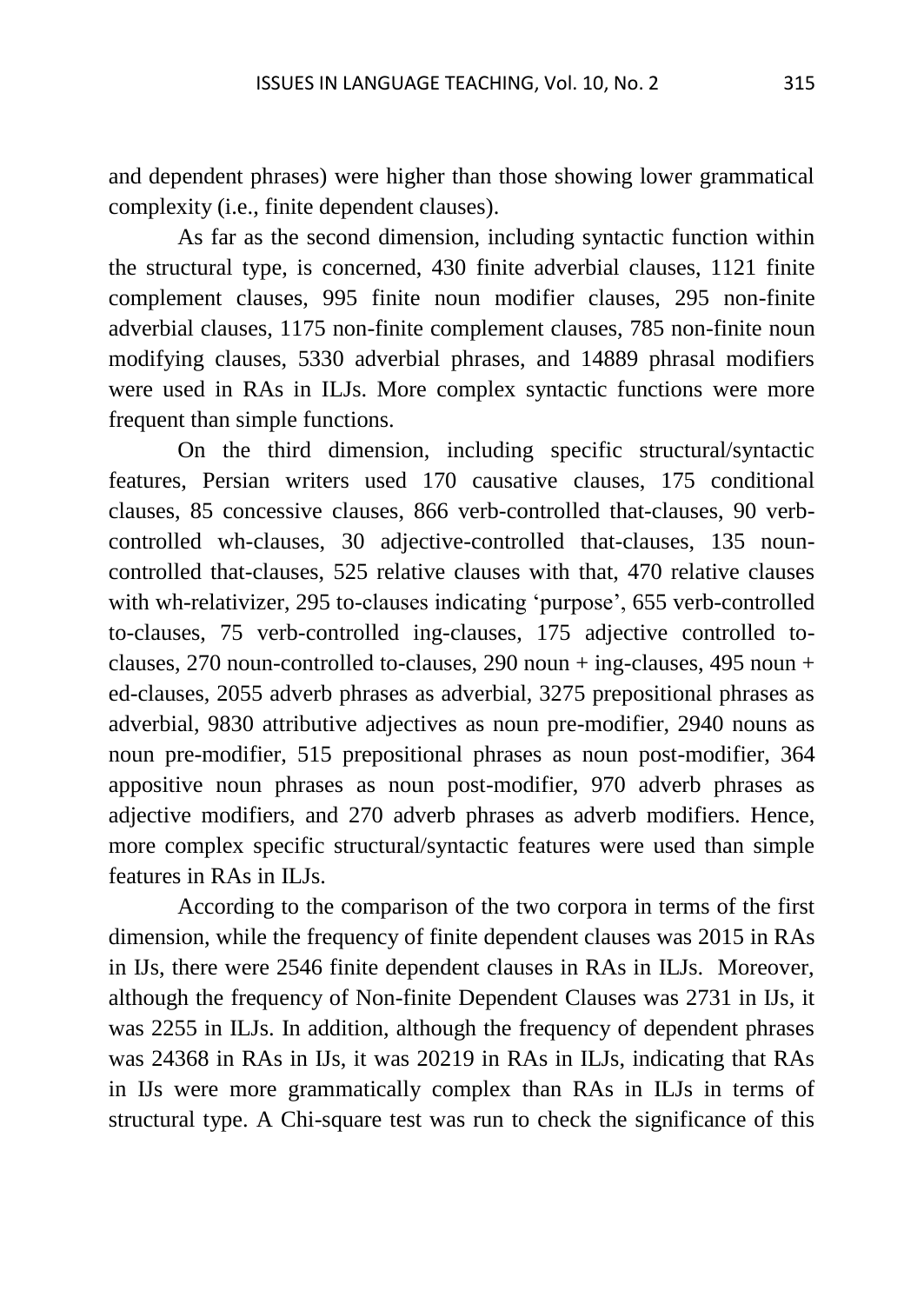and dependent phrases) were higher than those showing lower grammatical complexity (i.e., finite dependent clauses).

As far as the second dimension, including syntactic function within the structural type, is concerned, 430 finite adverbial clauses, 1121 finite complement clauses, 995 finite noun modifier clauses, 295 non-finite adverbial clauses, 1175 non-finite complement clauses, 785 non-finite noun modifying clauses, 5330 adverbial phrases, and 14889 phrasal modifiers were used in RAs in ILJs. More complex syntactic functions were more frequent than simple functions.

On the third dimension, including specific structural/syntactic features, Persian writers used 170 causative clauses, 175 conditional clauses, 85 concessive clauses, 866 verb-controlled that-clauses, 90 verb-controlled wh-clauses, 30 adjective-controlled that-clauses, 135 noun-controlled that-clauses, 525 relative clauses with that, 470 relative clauses with wh-relativizer, 295 to-clauses indicating 'purpose', 655 verb-controlled to-clauses, 75 verb-controlled ing-clauses, 175 adjective controlled to-clauses, 270 noun-controlled to-clauses, 290 noun + ing-clauses, 495 noun + ed-clauses, 2055 adverb phrases as adverbial, 3275 prepositional phrases as adverbial, 9830 attributive adjectives as noun pre-modifier, 2940 nouns as noun pre-modifier, 515 prepositional phrases as noun post-modifier, 364 appositive noun phrases as noun post-modifier, 970 adverb phrases as adjective modifiers, and 270 adverb phrases as adverb modifiers. Hence, more complex specific structural/syntactic features were used than simple features in RAs in ILJs.

According to the comparison of the two corpora in terms of the first dimension, while the frequency of finite dependent clauses was 2015 in RAs in IJs, there were 2546 finite dependent clauses in RAs in ILJs. Moreover, although the frequency of Non-finite Dependent Clauses was 2731 in IJs, it was 2255 in ILJs. In addition, although the frequency of dependent phrases was 24368 in RAs in IJs, it was 20219 in RAs in ILJs, indicating that RAs in IJs were more grammatically complex than RAs in ILJs in terms of structural type. A Chi-square test was run to check the significance of this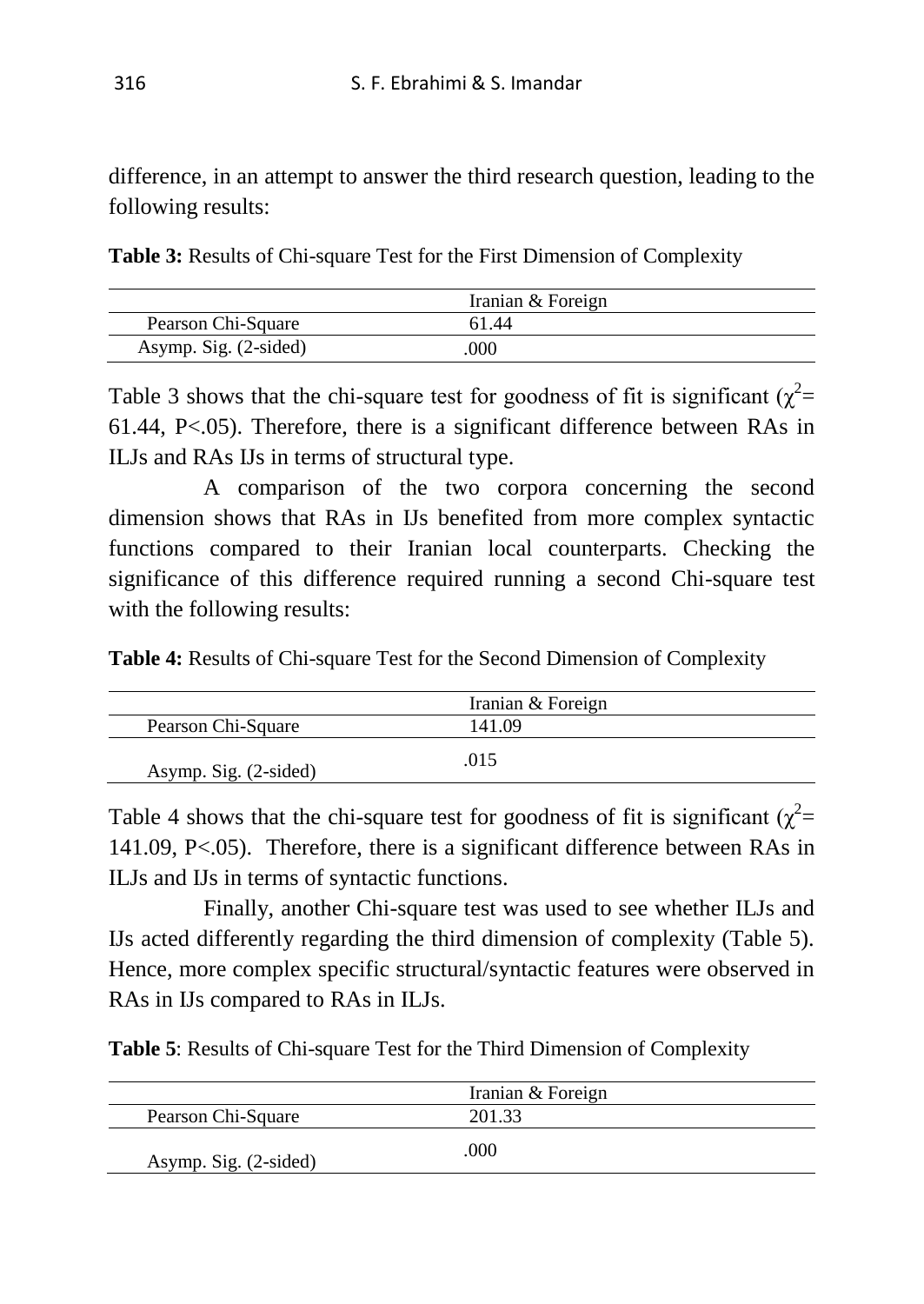difference, in an attempt to answer the third research question, leading to the following results:

**Table 3:** Results of Chi-square Test for the First Dimension of Complexity

| | Iranian & Foreign |
|---|---|
| Pearson Chi-Square | 61.44 |
| Asymp. Sig. (2-sided) | .000 |

Table 3 shows that the chi-square test for goodness of fit is significant ($\chi^2$= 61.44, P<.05). Therefore, there is a significant difference between RAs in ILJs and RAs IJs in terms of structural type.

A comparison of the two corpora concerning the second dimension shows that RAs in IJs benefited from more complex syntactic functions compared to their Iranian local counterparts. Checking the significance of this difference required running a second Chi-square test with the following results:

**Table 4:** Results of Chi-square Test for the Second Dimension of Complexity

| | Iranian & Foreign |
|---|---|
| Pearson Chi-Square | 141.09 |
| Asymp. Sig. (2-sided) | .015 |

Table 4 shows that the chi-square test for goodness of fit is significant ($\chi^2$= 141.09, P<.05). Therefore, there is a significant difference between RAs in ILJs and IJs in terms of syntactic functions.

Finally, another Chi-square test was used to see whether ILJs and IJs acted differently regarding the third dimension of complexity (Table 5). Hence, more complex specific structural/syntactic features were observed in RAs in IJs compared to RAs in ILJs.

**Table 5**: Results of Chi-square Test for the Third Dimension of Complexity

| | Iranian & Foreign |
|---|---|
| Pearson Chi-Square | 201.33 |
| Asymp. Sig. (2-sided) | .000 |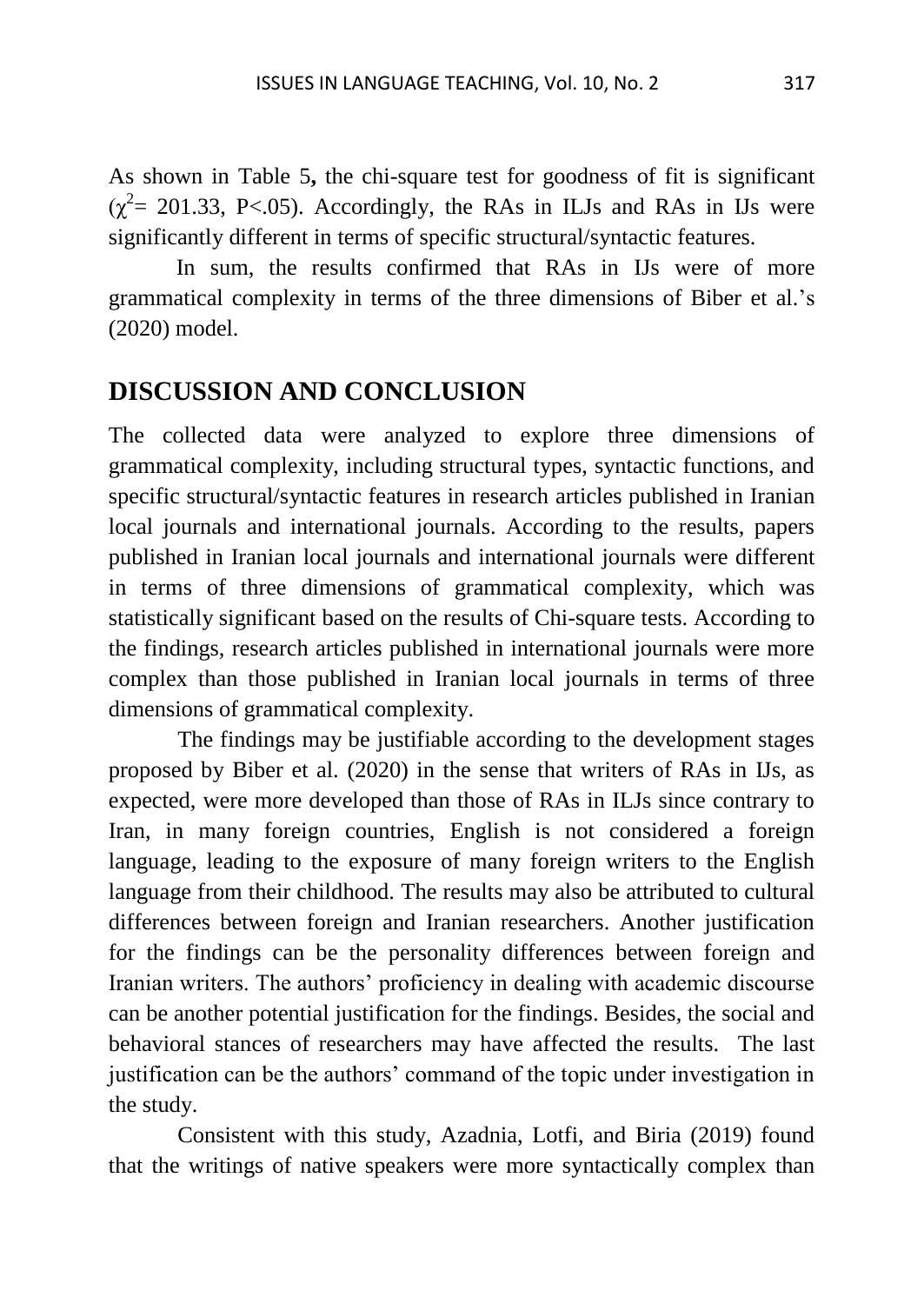As shown in Table 5**,** the chi-square test for goodness of fit is significant ($\chi^2$= 201.33, P<.05). Accordingly, the RAs in ILJs and RAs in IJs were significantly different in terms of specific structural/syntactic features.

In sum, the results confirmed that RAs in IJs were of more grammatical complexity in terms of the three dimensions of Biber et al.'s (2020) model.

## DISCUSSION AND CONCLUSION

The collected data were analyzed to explore three dimensions of grammatical complexity, including structural types, syntactic functions, and specific structural/syntactic features in research articles published in Iranian local journals and international journals. According to the results, papers published in Iranian local journals and international journals were different in terms of three dimensions of grammatical complexity, which was statistically significant based on the results of Chi-square tests. According to the findings, research articles published in international journals were more complex than those published in Iranian local journals in terms of three dimensions of grammatical complexity.

The findings may be justifiable according to the development stages proposed by Biber et al. (2020) in the sense that writers of RAs in IJs, as expected, were more developed than those of RAs in ILJs since contrary to Iran, in many foreign countries, English is not considered a foreign language, leading to the exposure of many foreign writers to the English language from their childhood. The results may also be attributed to cultural differences between foreign and Iranian researchers. Another justification for the findings can be the personality differences between foreign and Iranian writers. The authors' proficiency in dealing with academic discourse can be another potential justification for the findings. Besides, the social and behavioral stances of researchers may have affected the results. The last justification can be the authors' command of the topic under investigation in the study.

Consistent with this study, Azadnia, Lotfi, and Biria (2019) found that the writings of native speakers were more syntactically complex than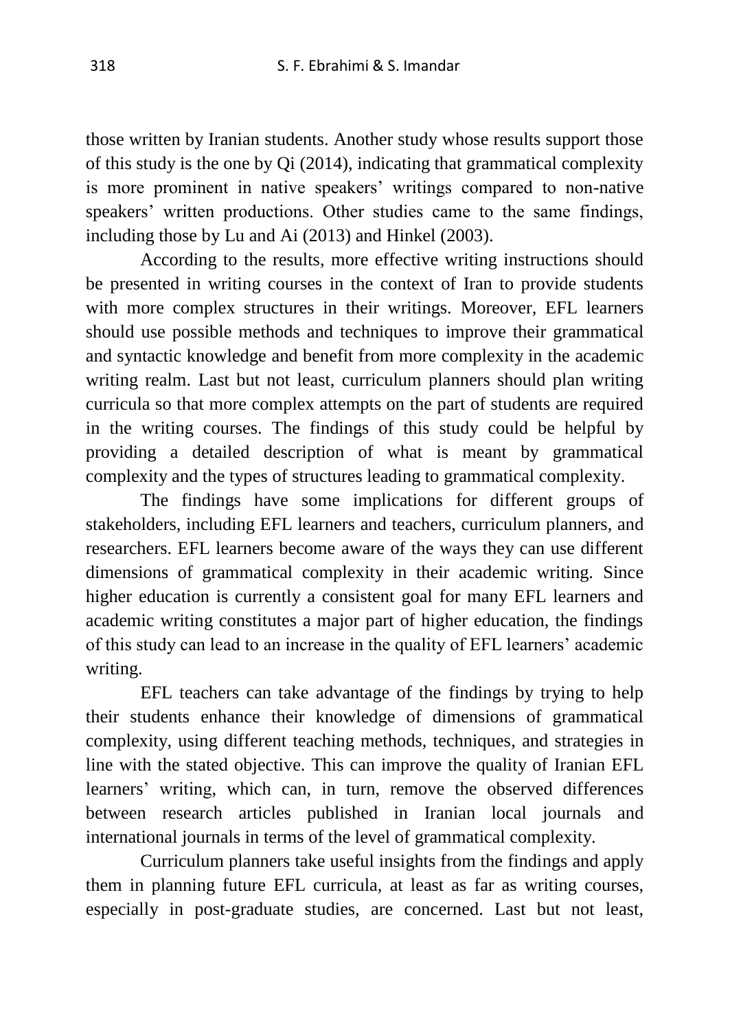those written by Iranian students. Another study whose results support those of this study is the one by Qi (2014), indicating that grammatical complexity is more prominent in native speakers' writings compared to non-native speakers' written productions. Other studies came to the same findings, including those by Lu and Ai (2013) and Hinkel (2003).

According to the results, more effective writing instructions should be presented in writing courses in the context of Iran to provide students with more complex structures in their writings. Moreover, EFL learners should use possible methods and techniques to improve their grammatical and syntactic knowledge and benefit from more complexity in the academic writing realm. Last but not least, curriculum planners should plan writing curricula so that more complex attempts on the part of students are required in the writing courses. The findings of this study could be helpful by providing a detailed description of what is meant by grammatical complexity and the types of structures leading to grammatical complexity.

The findings have some implications for different groups of stakeholders, including EFL learners and teachers, curriculum planners, and researchers. EFL learners become aware of the ways they can use different dimensions of grammatical complexity in their academic writing. Since higher education is currently a consistent goal for many EFL learners and academic writing constitutes a major part of higher education, the findings of this study can lead to an increase in the quality of EFL learners' academic writing.

EFL teachers can take advantage of the findings by trying to help their students enhance their knowledge of dimensions of grammatical complexity, using different teaching methods, techniques, and strategies in line with the stated objective. This can improve the quality of Iranian EFL learners' writing, which can, in turn, remove the observed differences between research articles published in Iranian local journals and international journals in terms of the level of grammatical complexity.

Curriculum planners take useful insights from the findings and apply them in planning future EFL curricula, at least as far as writing courses, especially in post-graduate studies, are concerned. Last but not least,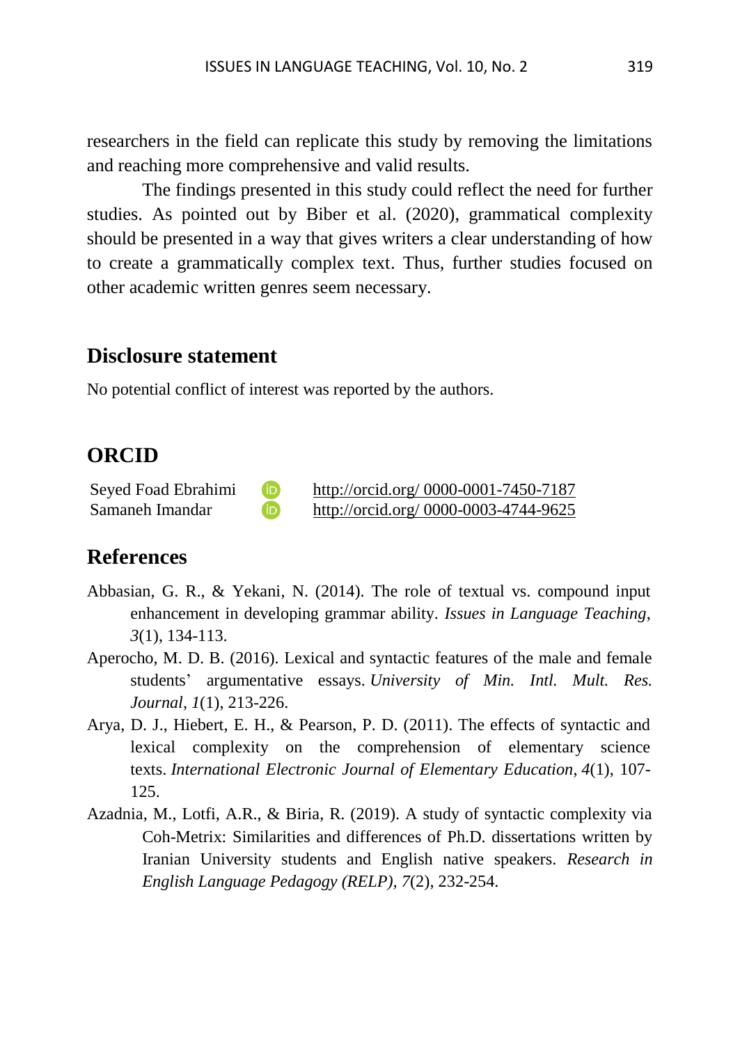researchers in the field can replicate this study by removing the limitations and reaching more comprehensive and valid results.

The findings presented in this study could reflect the need for further studies. As pointed out by Biber et al. (2020), grammatical complexity should be presented in a way that gives writers a clear understanding of how to create a grammatically complex text. Thus, further studies focused on other academic written genres seem necessary.

## Disclosure statement

No potential conflict of interest was reported by the authors.

## ORCID

| | |
|---|---|
| Seyed Foad Ebrahimi | http://orcid.org/ 0000-0001-7450-7187 |
| Samaneh Imandar | http://orcid.org/ 0000-0003-4744-9625 |

## References

Abbasian, G. R., & Yekani, N. (2014). The role of textual vs. compound input enhancement in developing grammar ability. *Issues in Language Teaching*, *3*(1), 134-113.

Aperocho, M. D. B. (2016). Lexical and syntactic features of the male and female students' argumentative essays. *University of Min. Intl. Mult. Res. Journal*, *1*(1), 213-226.

Arya, D. J., Hiebert, E. H., & Pearson, P. D. (2011). The effects of syntactic and lexical complexity on the comprehension of elementary science texts. *International Electronic Journal of Elementary Education*, *4*(1), 107-125.

Azadnia, M., Lotfi, A.R., & Biria, R. (2019). A study of syntactic complexity via Coh-Metrix: Similarities and differences of Ph.D. dissertations written by Iranian University students and English native speakers. *Research in English Language Pedagogy (RELP)*, *7*(2), 232-254.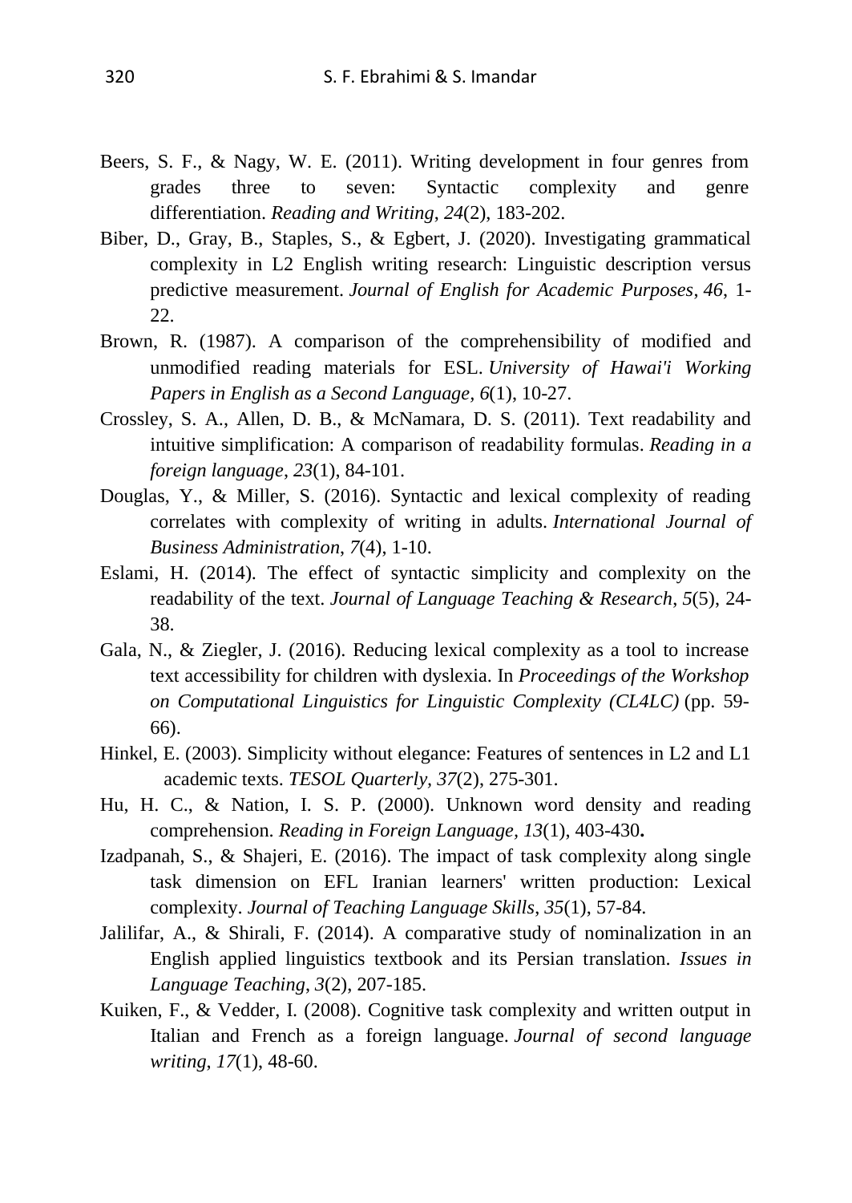Beers, S. F., & Nagy, W. E. (2011). Writing development in four genres from grades three to seven: Syntactic complexity and genre differentiation. *Reading and Writing*, *24*(2), 183-202.

Biber, D., Gray, B., Staples, S., & Egbert, J. (2020). Investigating grammatical complexity in L2 English writing research: Linguistic description versus predictive measurement. *Journal of English for Academic Purposes*, *46*, 1-22.

Brown, R. (1987). A comparison of the comprehensibility of modified and unmodified reading materials for ESL. *University of Hawai'i Working Papers in English as a Second Language*, *6*(1), 10-27.

Crossley, S. A., Allen, D. B., & McNamara, D. S. (2011). Text readability and intuitive simplification: A comparison of readability formulas. *Reading in a foreign language*, *23*(1), 84-101.

Douglas, Y., & Miller, S. (2016). Syntactic and lexical complexity of reading correlates with complexity of writing in adults. *International Journal of Business Administration*, *7*(4), 1-10.

Eslami, H. (2014). The effect of syntactic simplicity and complexity on the readability of the text. *Journal of Language Teaching & Research*, *5*(5), 24-38.

Gala, N., & Ziegler, J. (2016). Reducing lexical complexity as a tool to increase text accessibility for children with dyslexia. In *Proceedings of the Workshop on Computational Linguistics for Linguistic Complexity (CL4LC)* (pp. 59-66).

Hinkel, E. (2003). Simplicity without elegance: Features of sentences in L2 and L1 academic texts. *TESOL Quarterly*, *37*(2), 275-301.

Hu, H. C., & Nation, I. S. P. (2000). Unknown word density and reading comprehension. *Reading in Foreign Language*, *13*(1), 403-430**.**

Izadpanah, S., & Shajeri, E. (2016). The impact of task complexity along single task dimension on EFL Iranian learners' written production: Lexical complexity. *Journal of Teaching Language Skills*, *35*(1), 57-84.

Jalilifar, A., & Shirali, F. (2014). A comparative study of nominalization in an English applied linguistics textbook and its Persian translation. *Issues in Language Teaching*, *3*(2), 207-185.

Kuiken, F., & Vedder, I. (2008). Cognitive task complexity and written output in Italian and French as a foreign language. *Journal of second language writing*, *17*(1), 48-60.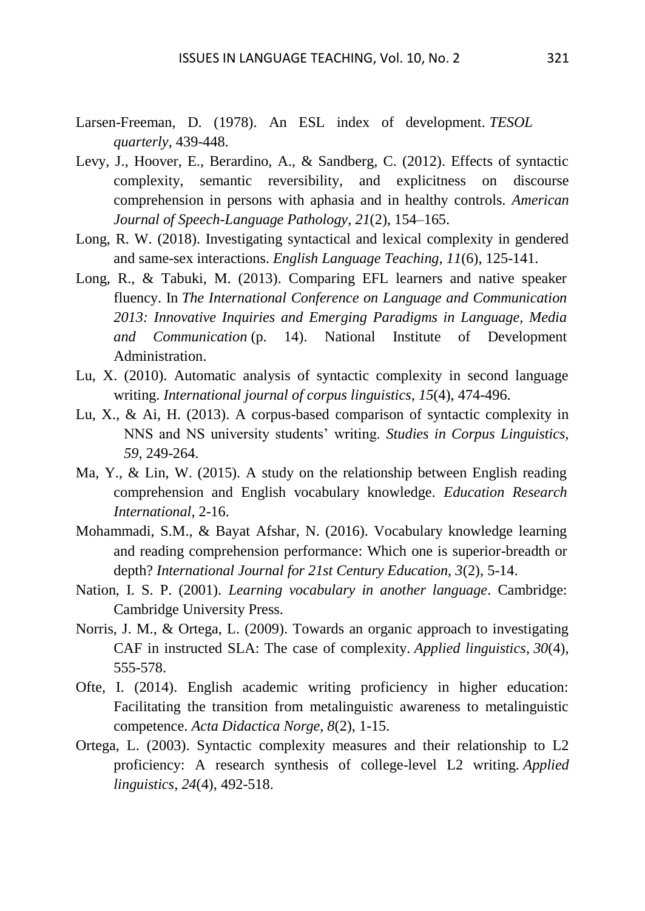Larsen-Freeman, D. (1978). An ESL index of development. *TESOL quarterly*, 439-448.

Levy, J., Hoover, E., Berardino, A., & Sandberg, C. (2012). Effects of syntactic complexity, semantic reversibility, and explicitness on discourse comprehension in persons with aphasia and in healthy controls. *American Journal of Speech-Language Pathology*, *21*(2), 154–165.

Long, R. W. (2018). Investigating syntactical and lexical complexity in gendered and same-sex interactions. *English Language Teaching*, *11*(6), 125-141.

Long, R., & Tabuki, M. (2013). Comparing EFL learners and native speaker fluency. In *The International Conference on Language and Communication 2013: Innovative Inquiries and Emerging Paradigms in Language, Media and Communication* (p. 14). National Institute of Development Administration.

Lu, X. (2010). Automatic analysis of syntactic complexity in second language writing. *International journal of corpus linguistics*, *15*(4), 474-496.

Lu, X., & Ai, H. (2013). A corpus-based comparison of syntactic complexity in NNS and NS university students' writing. *Studies in Corpus Linguistics*, *59*, 249-264.

Ma, Y., & Lin, W. (2015). A study on the relationship between English reading comprehension and English vocabulary knowledge. *Education Research International*, 2-16.

Mohammadi, S.M., & Bayat Afshar, N. (2016). Vocabulary knowledge learning and reading comprehension performance: Which one is superior-breadth or depth? *International Journal for 21st Century Education*, *3*(2), 5-14.

Nation, I. S. P. (2001). *Learning vocabulary in another language*. Cambridge: Cambridge University Press.

Norris, J. M., & Ortega, L. (2009). Towards an organic approach to investigating CAF in instructed SLA: The case of complexity. *Applied linguistics*, *30*(4), 555-578.

Ofte, I. (2014). English academic writing proficiency in higher education: Facilitating the transition from metalinguistic awareness to metalinguistic competence. *Acta Didactica Norge*, *8*(2), 1-15.

Ortega, L. (2003). Syntactic complexity measures and their relationship to L2 proficiency: A research synthesis of college-level L2 writing. *Applied linguistics*, *24*(4), 492-518.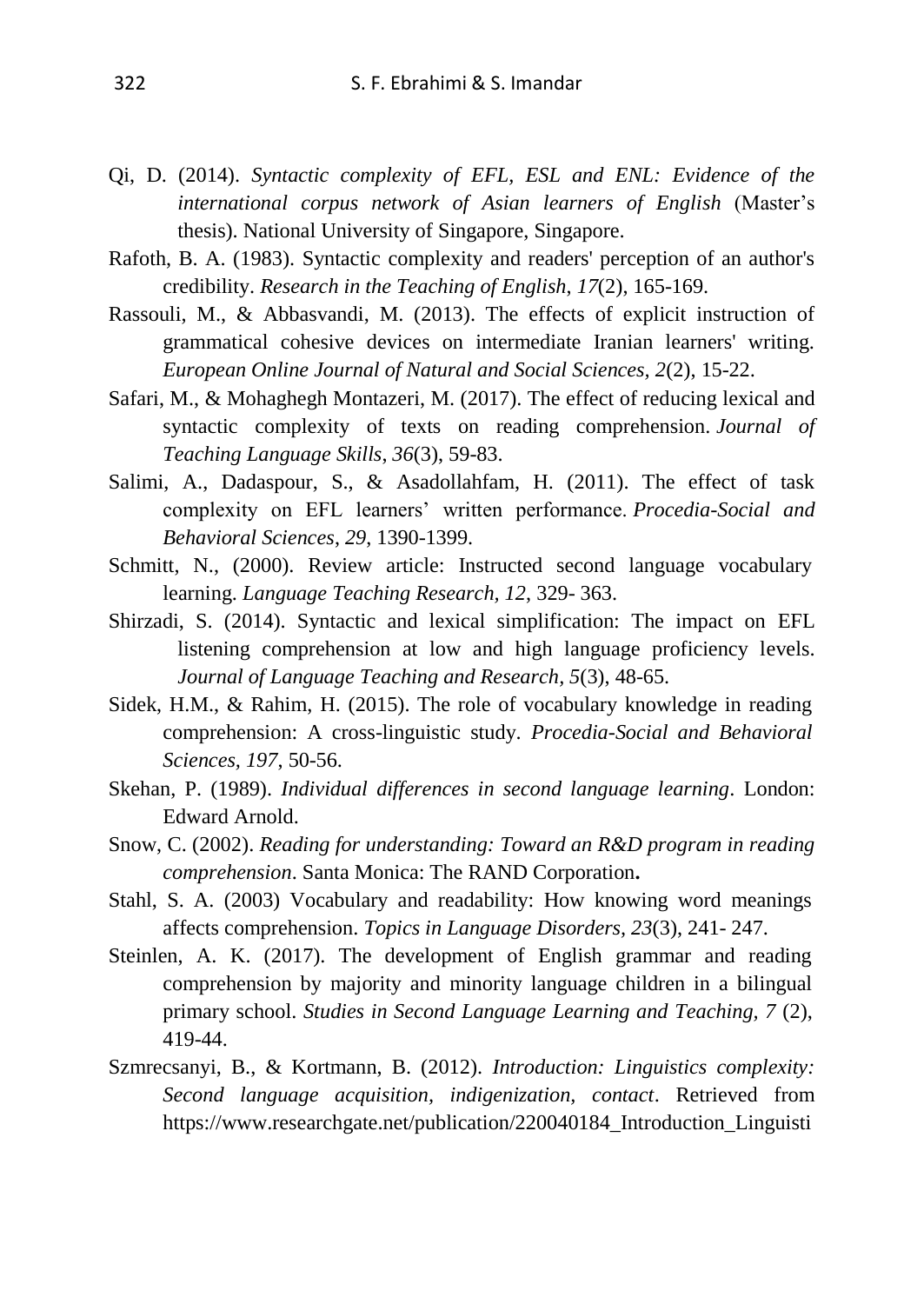Qi, D. (2014). *Syntactic complexity of EFL, ESL and ENL: Evidence of the international corpus network of Asian learners of English* (Master's thesis). National University of Singapore, Singapore.

Rafoth, B. A. (1983). Syntactic complexity and readers' perception of an author's credibility. *Research in the Teaching of English*, *17*(2), 165-169.

Rassouli, M., & Abbasvandi, M. (2013). The effects of explicit instruction of grammatical cohesive devices on intermediate Iranian learners' writing. *European Online Journal of Natural and Social Sciences, 2*(2), 15-22.

Safari, M., & Mohaghegh Montazeri, M. (2017). The effect of reducing lexical and syntactic complexity of texts on reading comprehension. *Journal of Teaching Language Skills*, *36*(3), 59-83.

Salimi, A., Dadaspour, S., & Asadollahfam, H. (2011). The effect of task complexity on EFL learners' written performance. *Procedia-Social and Behavioral Sciences*, *29*, 1390-1399.

Schmitt, N., (2000). Review article: Instructed second language vocabulary learning. *Language Teaching Research*, *12*, 329- 363.

Shirzadi, S. (2014). Syntactic and lexical simplification: The impact on EFL listening comprehension at low and high language proficiency levels. *Journal of Language Teaching and Research*, *5*(3), 48-65.

Sidek, H.M., & Rahim, H. (2015). The role of vocabulary knowledge in reading comprehension: A cross-linguistic study. *Procedia-Social and Behavioral Sciences, 197*, 50-56.

Skehan, P. (1989). *Individual differences in second language learning*. London: Edward Arnold.

Snow, C. (2002). *Reading for understanding: Toward an R&D program in reading comprehension*. Santa Monica: The RAND Corporation**.**

Stahl, S. A. (2003) Vocabulary and readability: How knowing word meanings affects comprehension. *Topics in Language Disorders, 23*(3), 241- 247.

Steinlen, A. K. (2017). The development of English grammar and reading comprehension by majority and minority language children in a bilingual primary school. *Studies in Second Language Learning and Teaching, 7* (2), 419-44.

Szmrecsanyi, B., & Kortmann, B. (2012). *Introduction: Linguistics complexity: Second language acquisition, indigenization, contact*. Retrieved from https://www.researchgate.net/publication/220040184_Introduction_Linguisti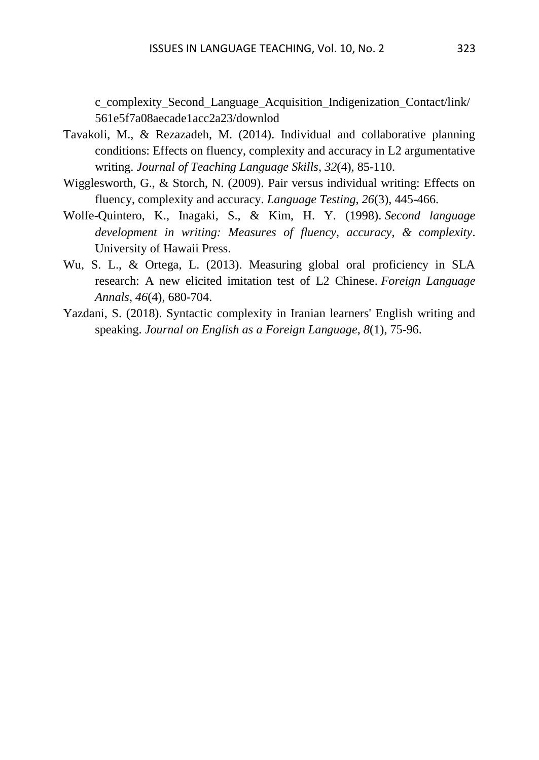c_complexity_Second_Language_Acquisition_Indigenization_Contact/link/561e5f7a08aecade1acc2a23/downlod

Tavakoli, M., & Rezazadeh, M. (2014). Individual and collaborative planning conditions: Effects on fluency, complexity and accuracy in L2 argumentative writing. *Journal of Teaching Language Skills*, *32*(4), 85-110.

Wigglesworth, G., & Storch, N. (2009). Pair versus individual writing: Effects on fluency, complexity and accuracy. *Language Testing*, *26*(3), 445-466.

Wolfe-Quintero, K., Inagaki, S., & Kim, H. Y. (1998). *Second language development in writing: Measures of fluency, accuracy, & complexity*. University of Hawaii Press.

Wu, S. L., & Ortega, L. (2013). Measuring global oral proficiency in SLA research: A new elicited imitation test of L2 Chinese. *Foreign Language Annals*, *46*(4), 680-704.

Yazdani, S. (2018). Syntactic complexity in Iranian learners' English writing and speaking. *Journal on English as a Foreign Language*, *8*(1), 75-96.